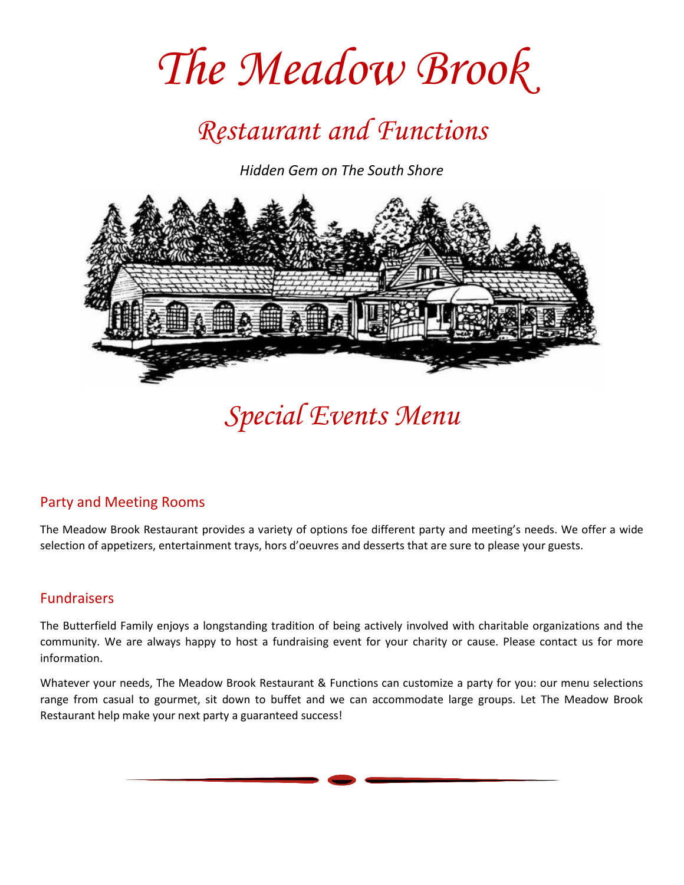# The Meadow Brook

## Restaurant and Functions

*Hidden Gem on The South Shore*

## Special Events Menu

### Party and Meeting Rooms

The Meadow Brook Restaurant provides a variety of options foe different party and meeting's needs. We offer a wide selection of appetizers, entertainment trays, hors d'oeuvres and desserts that are sure to please your guests.

### Fundraisers

The Butterfield Family enjoys a longstanding tradition of being actively involved with charitable organizations and the community. We are always happy to host a fundraising event for your charity or cause. Please contact us for more information.

Whatever your needs, The Meadow Brook Restaurant & Functions can customize a party for you: our menu selections range from casual to gourmet, sit down to buffet and we can accommodate large groups. Let The Meadow Brook Restaurant help make your next party a guaranteed success!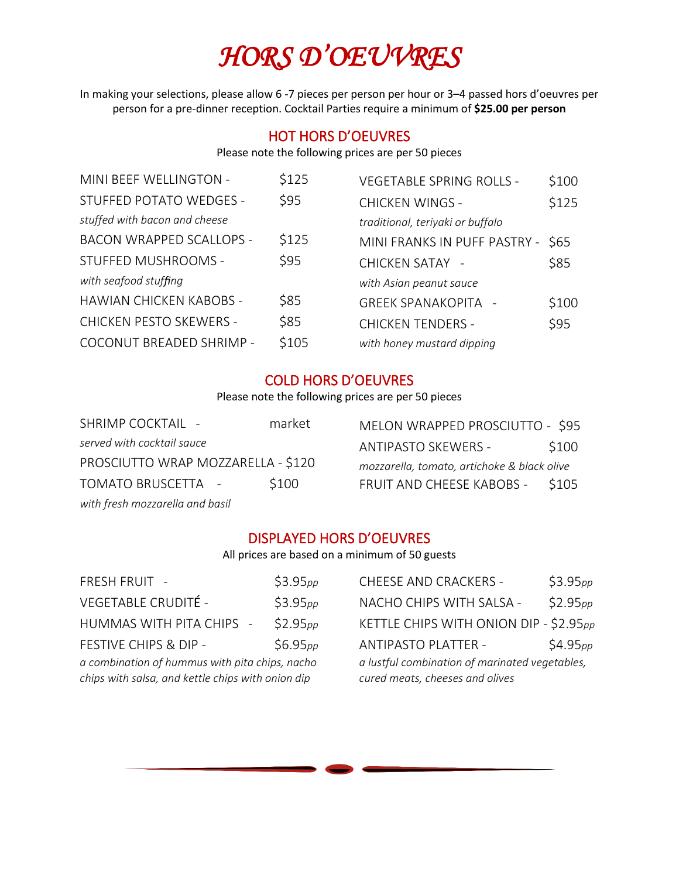# *HORS D'OEUVRES*

In making your selections, please allow 6 -7 pieces per person per hour or 3–4 passed hors d'oeuvres per person for a pre-dinner reception. Cocktail Parties require a minimum of **$25.00 per person**

## HOT HORS D'OEUVRES

Please note the following prices are per 50 pieces

MINI BEEF WELLINGTON - $125

STUFFED POTATO WEDGES - $95
*stuffed with bacon and cheese*

BACON WRAPPED SCALLOPS - $125

STUFFED MUSHROOMS - $95
*with seafood stuffing*

HAWIAN CHICKEN KABOBS - $85

CHICKEN PESTO SKEWERS - $85

COCONUT BREADED SHRIMP - $105

VEGETABLE SPRING ROLLS - $100

CHICKEN WINGS - $125
*traditional, teriyaki or buffalo*

MINI FRANKS IN PUFF PASTRY - $65

CHICKEN SATAY - $85
*with Asian peanut sauce*

GREEK SPANAKOPITA - $100

CHICKEN TENDERS - $95
*with honey mustard dipping*

## COLD HORS D'OEUVRES

Please note the following prices are per 50 pieces

SHRIMP COCKTAIL - market
*served with cocktail sauce*

PROSCIUTTO WRAP MOZZARELLA - $120

TOMATO BRUSCETTA - $100
*with fresh mozzarella and basil*

MELON WRAPPED PROSCIUTTO - $95

ANTIPASTO SKEWERS - $100
*mozzarella, tomato, artichoke & black olive*

FRUIT AND CHEESE KABOBS - $105

## DISPLAYED HORS D'OEUVRES

All prices are based on a minimum of 50 guests

FRESH FRUIT - $3.95*pp*

VEGETABLE CRUDITÉ - $3.95*pp*

HUMMAS WITH PITA CHIPS - $2.95*pp*

FESTIVE CHIPS & DIP - $6.95*pp*
*a combination of hummus with pita chips, nacho chips with salsa, and kettle chips with onion dip*

CHEESE AND CRACKERS - $3.95*pp*

NACHO CHIPS WITH SALSA - $2.95*pp*

KETTLE CHIPS WITH ONION DIP - $2.95*pp*

ANTIPASTO PLATTER - $4.95*pp*
*a lustful combination of marinated vegetables, cured meats, cheeses and olives*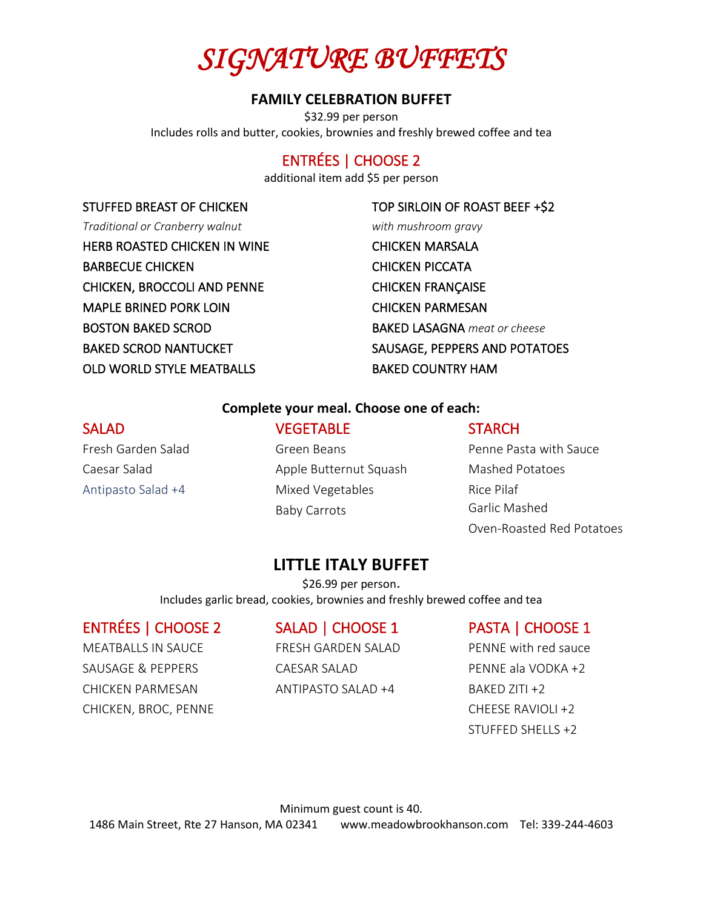# *SIGNATURE BUFFETS*

## FAMILY CELEBRATION BUFFET

$32.99 per person
Includes rolls and butter, cookies, brownies and freshly brewed coffee and tea

### ENTRÉES | CHOOSE 2

additional item add $5 per person

STUFFED BREAST OF CHICKEN
*Traditional or Cranberry walnut*
HERB ROASTED CHICKEN IN WINE
BARBECUE CHICKEN
CHICKEN, BROCCOLI AND PENNE
MAPLE BRINED PORK LOIN
BOSTON BAKED SCROD
BAKED SCROD NANTUCKET
OLD WORLD STYLE MEATBALLS

TOP SIRLOIN OF ROAST BEEF +$2
*with mushroom gravy*
CHICKEN MARSALA
CHICKEN PICCATA
CHICKEN FRANÇAISE
CHICKEN PARMESAN
BAKED LASAGNA *meat or cheese*
SAUSAGE, PEPPERS AND POTATOES
BAKED COUNTRY HAM

**Complete your meal. Choose one of each:**

### SALAD

Fresh Garden Salad
Caesar Salad
Antipasto Salad +4

### VEGETABLE

Green Beans
Apple Butternut Squash
Mixed Vegetables
Baby Carrots

### STARCH

Penne Pasta with Sauce
Mashed Potatoes
Rice Pilaf
Garlic Mashed
Oven-Roasted Red Potatoes

## LITTLE ITALY BUFFET

$26.99 per person.
Includes garlic bread, cookies, brownies and freshly brewed coffee and tea

### ENTRÉES | CHOOSE 2

MEATBALLS IN SAUCE
SAUSAGE & PEPPERS
CHICKEN PARMESAN
CHICKEN, BROC, PENNE

### SALAD | CHOOSE 1

FRESH GARDEN SALAD
CAESAR SALAD
ANTIPASTO SALAD +4

### PASTA | CHOOSE 1

PENNE with red sauce
PENNE ala VODKA +2
BAKED ZITI +2
CHEESE RAVIOLI +2
STUFFED SHELLS +2

Minimum guest count is 40.
1486 Main Street, Rte 27 Hanson, MA 02341 www.meadowbrookhanson.com Tel: 339-244-4603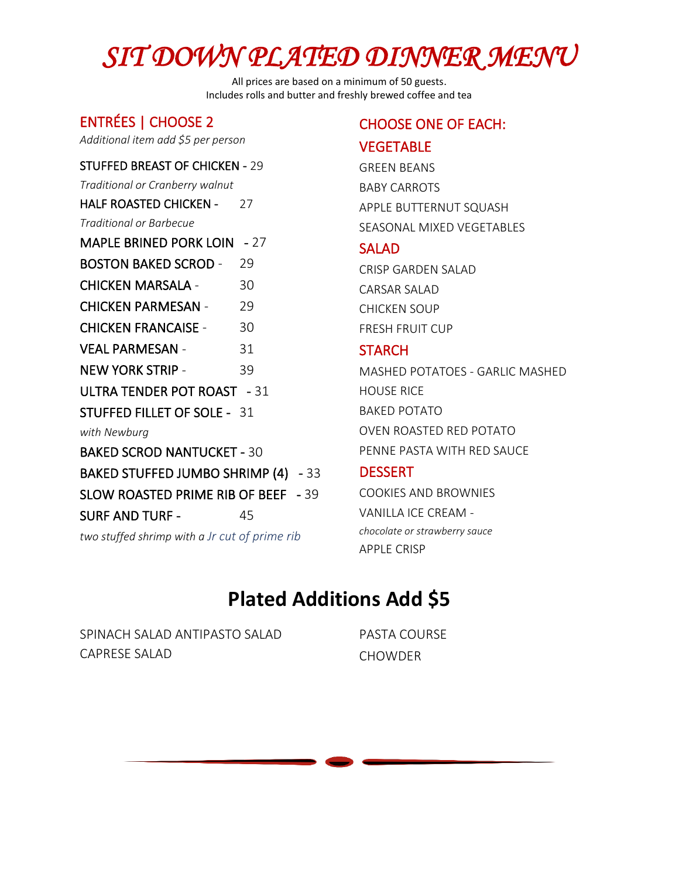# *SIT DOWN PLATED DINNER MENU*

All prices are based on a minimum of 50 guests.
Includes rolls and butter and freshly brewed coffee and tea

## ENTRÉES | CHOOSE 2

*Additional item add $5 per person*

STUFFED BREAST OF CHICKEN - 29
*Traditional or Cranberry walnut*

HALF ROASTED CHICKEN - 27
*Traditional or Barbecue*

MAPLE BRINED PORK LOIN - 27

BOSTON BAKED SCROD - 29

CHICKEN MARSALA - 30

CHICKEN PARMESAN - 29

CHICKEN FRANCAISE - 30

VEAL PARMESAN - 31

NEW YORK STRIP - 39

ULTRA TENDER POT ROAST - 31

STUFFED FILLET OF SOLE - 31
*with Newburg*

BAKED SCROD NANTUCKET - 30

BAKED STUFFED JUMBO SHRIMP (4) - 33

SLOW ROASTED PRIME RIB OF BEEF - 39

SURF AND TURF - 45
*two stuffed shrimp with a Jr cut of prime rib*

## CHOOSE ONE OF EACH:

### VEGETABLE

GREEN BEANS
BABY CARROTS
APPLE BUTTERNUT SQUASH
SEASONAL MIXED VEGETABLES

### SALAD

CRISP GARDEN SALAD
CARSAR SALAD
CHICKEN SOUP
FRESH FRUIT CUP

### STARCH

MASHED POTATOES - GARLIC MASHED
HOUSE RICE
BAKED POTATO
OVEN ROASTED RED POTATO
PENNE PASTA WITH RED SAUCE

### DESSERT

COOKIES AND BROWNIES
VANILLA ICE CREAM -
*chocolate or strawberry sauce*
APPLE CRISP

## Plated Additions Add $5

SPINACH SALAD ANTIPASTO SALAD
CAPRESE SALAD
PASTA COURSE
CHOWDER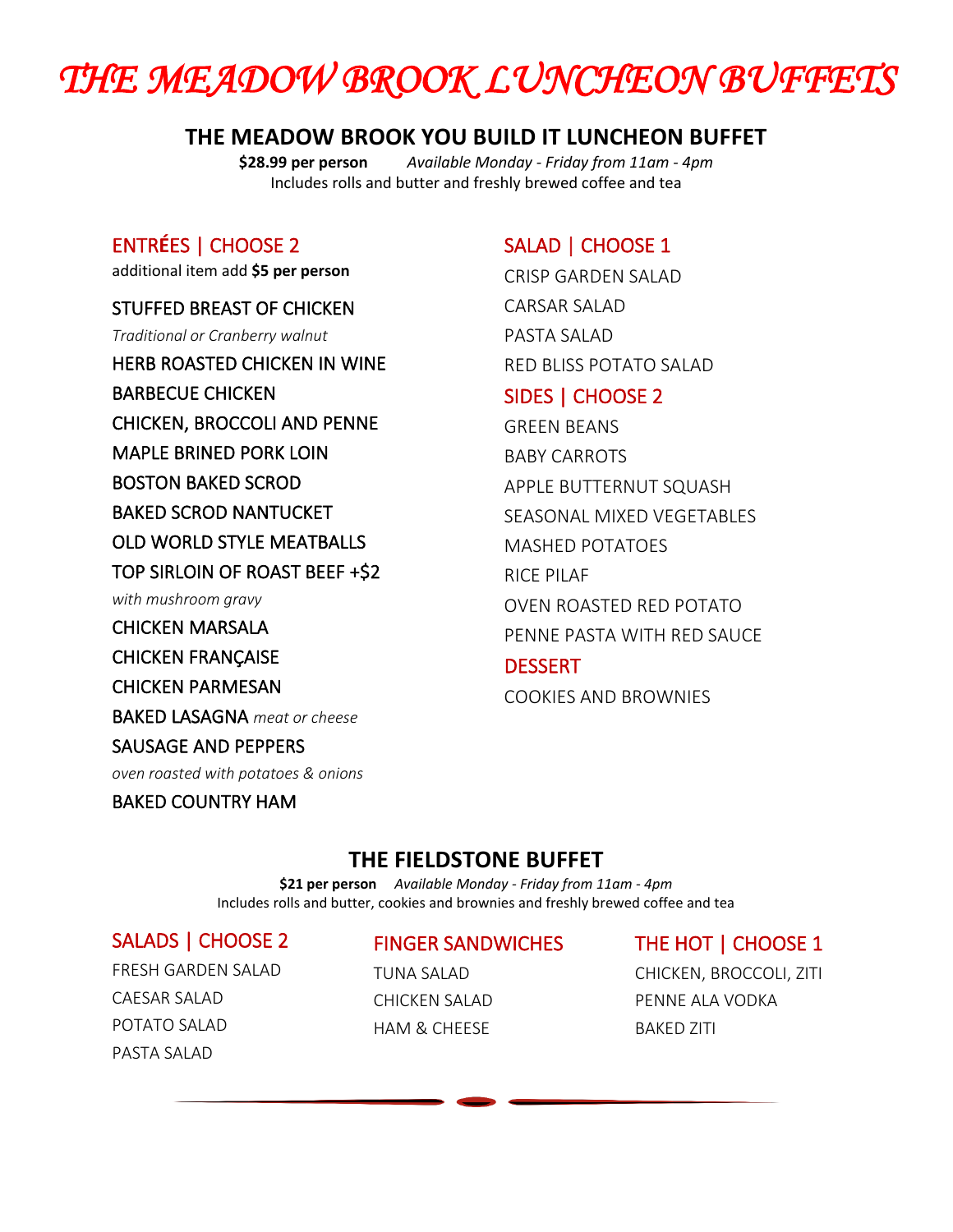# *THE MEADOW BROOK LUNCHEON BUFFETS*

## THE MEADOW BROOK YOU BUILD IT LUNCHEON BUFFET

**$28.99 per person** *Available Monday - Friday from 11am - 4pm*
Includes rolls and butter and freshly brewed coffee and tea

### ENTRÉES | CHOOSE 2

additional item add **$5 per person**

STUFFED BREAST OF CHICKEN
*Traditional or Cranberry walnut*
HERB ROASTED CHICKEN IN WINE
BARBECUE CHICKEN
CHICKEN, BROCCOLI AND PENNE
MAPLE BRINED PORK LOIN
BOSTON BAKED SCROD
BAKED SCROD NANTUCKET
OLD WORLD STYLE MEATBALLS
TOP SIRLOIN OF ROAST BEEF +$2
*with mushroom gravy*
CHICKEN MARSALA
CHICKEN FRANÇAISE
CHICKEN PARMESAN
BAKED LASAGNA *meat or cheese*
SAUSAGE AND PEPPERS
*oven roasted with potatoes & onions*
BAKED COUNTRY HAM

### SALAD | CHOOSE 1

CRISP GARDEN SALAD
CARSAR SALAD
PASTA SALAD
RED BLISS POTATO SALAD

### SIDES | CHOOSE 2

GREEN BEANS
BABY CARROTS
APPLE BUTTERNUT SQUASH
SEASONAL MIXED VEGETABLES
MASHED POTATOES
RICE PILAF
OVEN ROASTED RED POTATO
PENNE PASTA WITH RED SAUCE

### DESSERT

COOKIES AND BROWNIES

## THE FIELDSTONE BUFFET

**$21 per person** *Available Monday - Friday from 11am - 4pm*
Includes rolls and butter, cookies and brownies and freshly brewed coffee and tea

### SALADS | CHOOSE 2

FRESH GARDEN SALAD
CAESAR SALAD
POTATO SALAD
PASTA SALAD

### FINGER SANDWICHES

TUNA SALAD
CHICKEN SALAD
HAM & CHEESE

### THE HOT | CHOOSE 1

CHICKEN, BROCCOLI, ZITI
PENNE ALA VODKA
BAKED ZITI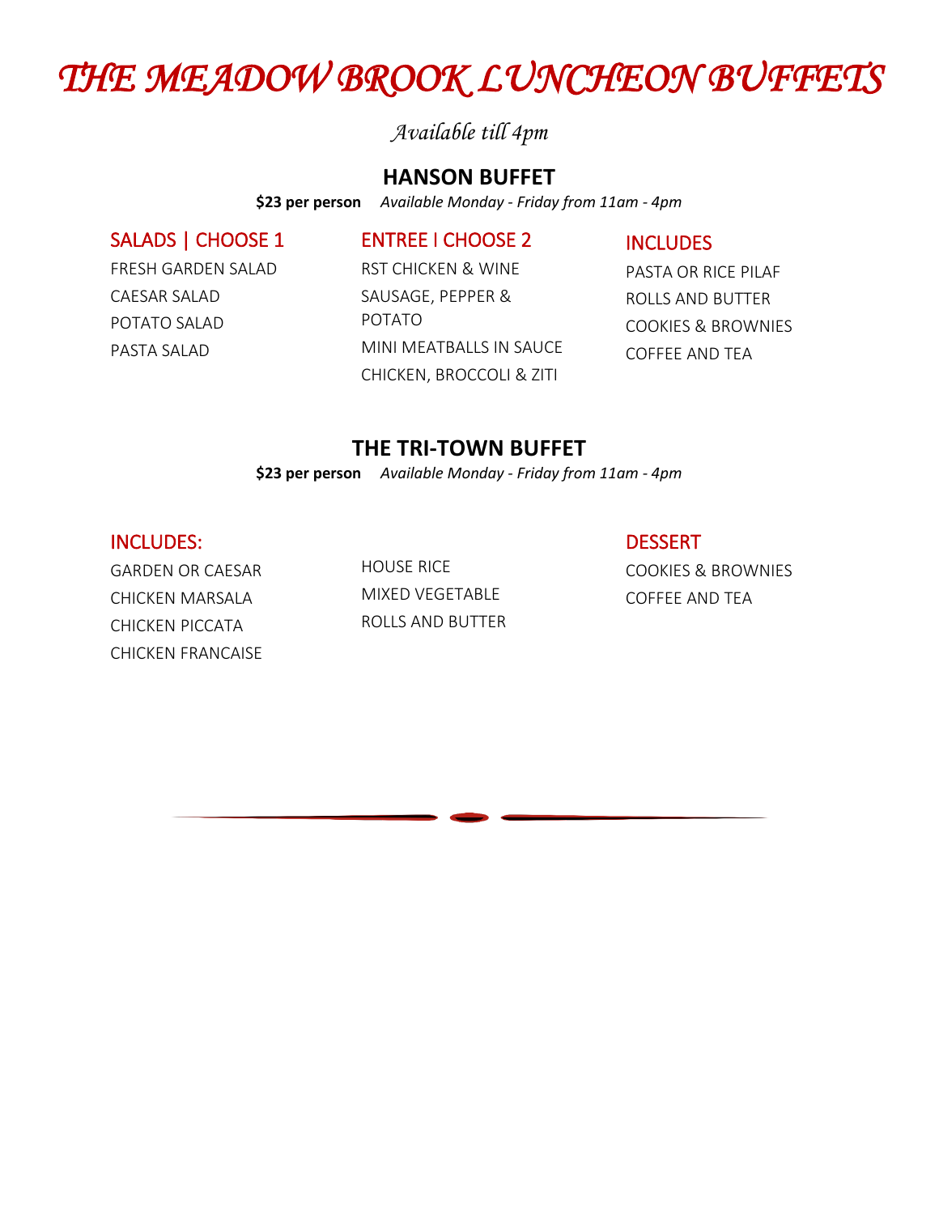# *THE MEADOW BROOK LUNCHEON BUFFETS*

*Available till 4pm*

## HANSON BUFFET

**$23 per person** *Available Monday - Friday from 11am - 4pm*

### SALADS | CHOOSE 1

FRESH GARDEN SALAD

CAESAR SALAD

POTATO SALAD

PASTA SALAD

### ENTREE I CHOOSE 2

RST CHICKEN & WINE

SAUSAGE, PEPPER & POTATO

MINI MEATBALLS IN SAUCE

CHICKEN, BROCCOLI & ZITI

### INCLUDES

PASTA OR RICE PILAF

ROLLS AND BUTTER

COOKIES & BROWNIES

COFFEE AND TEA

## THE TRI-TOWN BUFFET

**$23 per person** *Available Monday - Friday from 11am - 4pm*

### INCLUDES:

GARDEN OR CAESAR

CHICKEN MARSALA

CHICKEN PICCATA

CHICKEN FRANCAISE

HOUSE RICE

MIXED VEGETABLE

ROLLS AND BUTTER

### DESSERT

COOKIES & BROWNIES

COFFEE AND TEA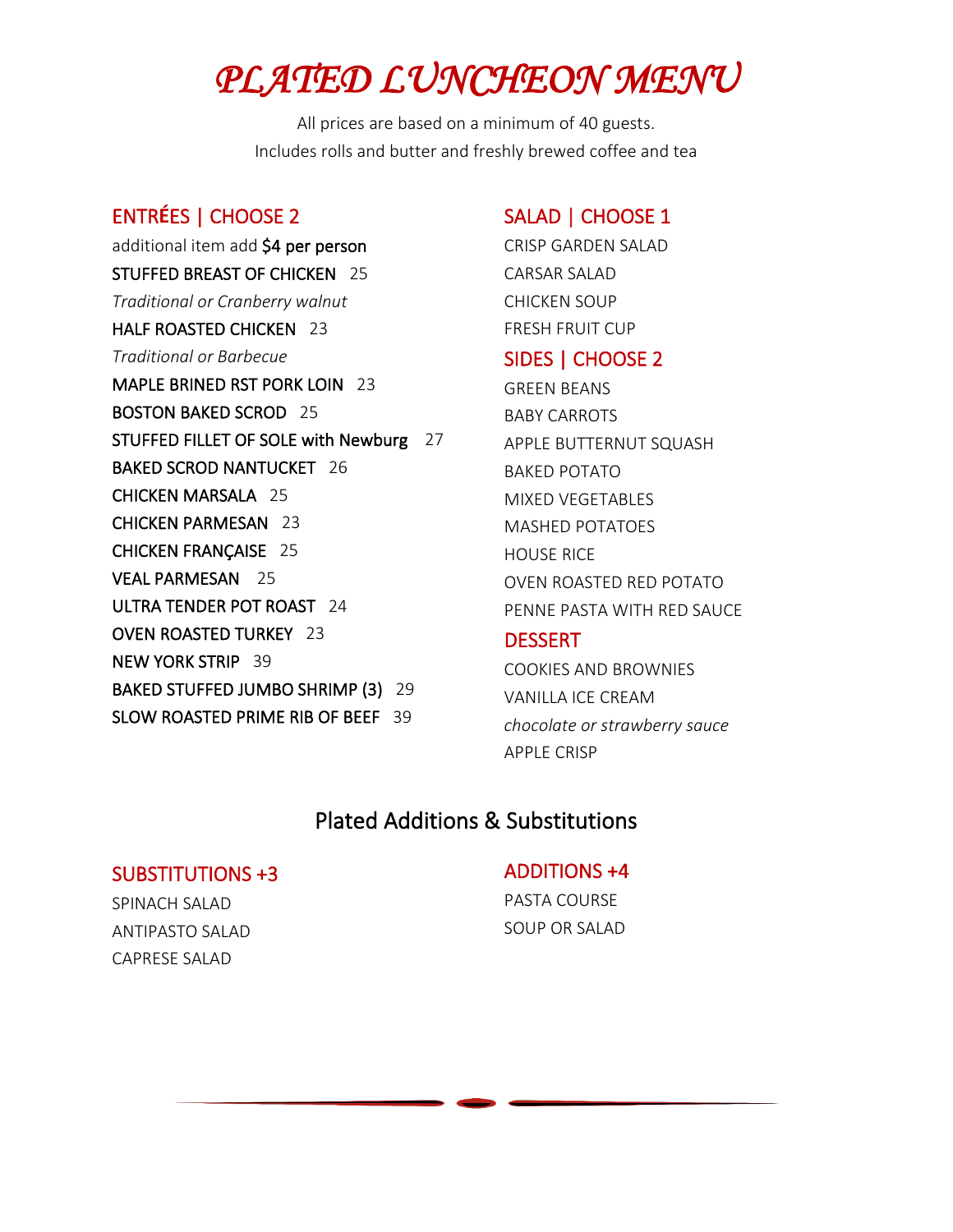# *PLATED LUNCHEON MENU*

All prices are based on a minimum of 40 guests.
Includes rolls and butter and freshly brewed coffee and tea

## ENTRÉES | CHOOSE 2

additional item add **$4 per person**

STUFFED BREAST OF CHICKEN 25
*Traditional or Cranberry walnut*

HALF ROASTED CHICKEN 23
*Traditional or Barbecue*

MAPLE BRINED RST PORK LOIN 23

BOSTON BAKED SCROD 25

STUFFED FILLET OF SOLE with Newburg 27

BAKED SCROD NANTUCKET 26

CHICKEN MARSALA 25

CHICKEN PARMESAN 23

CHICKEN FRANÇAISE 25

VEAL PARMESAN 25

ULTRA TENDER POT ROAST 24

OVEN ROASTED TURKEY 23

NEW YORK STRIP 39

BAKED STUFFED JUMBO SHRIMP (3) 29

SLOW ROASTED PRIME RIB OF BEEF 39

## SALAD | CHOOSE 1

CRISP GARDEN SALAD
CARSAR SALAD
CHICKEN SOUP
FRESH FRUIT CUP

## SIDES | CHOOSE 2

GREEN BEANS
BABY CARROTS
APPLE BUTTERNUT SQUASH
BAKED POTATO
MIXED VEGETABLES
MASHED POTATOES
HOUSE RICE
OVEN ROASTED RED POTATO
PENNE PASTA WITH RED SAUCE

## DESSERT

COOKIES AND BROWNIES
VANILLA ICE CREAM
*chocolate or strawberry sauce*
APPLE CRISP

# Plated Additions & Substitutions

## SUBSTITUTIONS +3

SPINACH SALAD
ANTIPASTO SALAD
CAPRESE SALAD

## ADDITIONS +4

PASTA COURSE
SOUP OR SALAD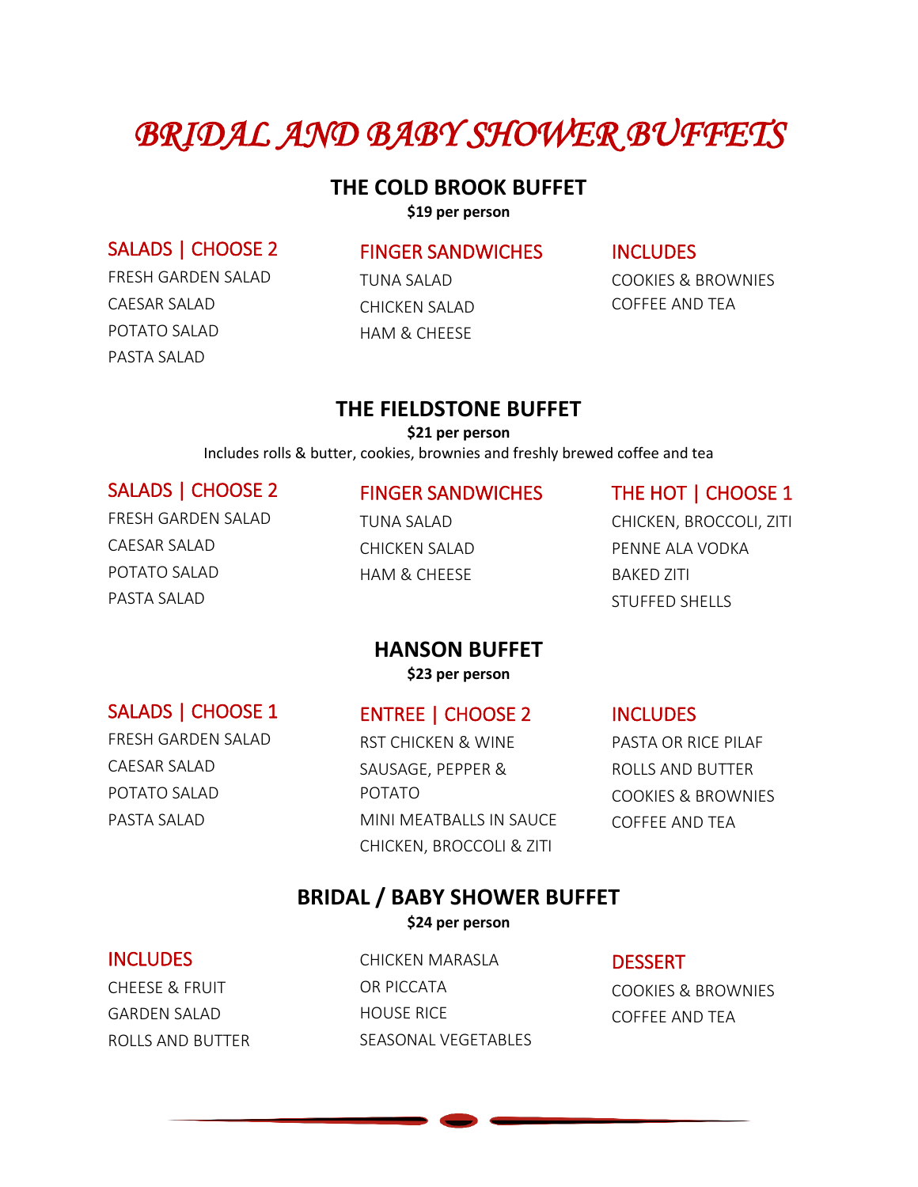# *BRIDAL AND BABY SHOWER BUFFETS*

## THE COLD BROOK BUFFET

**$19 per person**

### SALADS | CHOOSE 2

FRESH GARDEN SALAD
CAESAR SALAD
POTATO SALAD
PASTA SALAD

### FINGER SANDWICHES

TUNA SALAD
CHICKEN SALAD
HAM & CHEESE

### INCLUDES

COOKIES & BROWNIES
COFFEE AND TEA

## THE FIELDSTONE BUFFET

**$21 per person**

Includes rolls & butter, cookies, brownies and freshly brewed coffee and tea

### SALADS | CHOOSE 2

FRESH GARDEN SALAD
CAESAR SALAD
POTATO SALAD
PASTA SALAD

### FINGER SANDWICHES

TUNA SALAD
CHICKEN SALAD
HAM & CHEESE

### THE HOT | CHOOSE 1

CHICKEN, BROCCOLI, ZITI
PENNE ALA VODKA
BAKED ZITI
STUFFED SHELLS

## HANSON BUFFET

**$23 per person**

### SALADS | CHOOSE 1

FRESH GARDEN SALAD
CAESAR SALAD
POTATO SALAD
PASTA SALAD

### ENTREE | CHOOSE 2

RST CHICKEN & WINE
SAUSAGE, PEPPER & POTATO
MINI MEATBALLS IN SAUCE
CHICKEN, BROCCOLI & ZITI

### INCLUDES

PASTA OR RICE PILAF
ROLLS AND BUTTER
COOKIES & BROWNIES
COFFEE AND TEA

## BRIDAL / BABY SHOWER BUFFET

**$24 per person**

### INCLUDES

CHEESE & FRUIT
GARDEN SALAD
ROLLS AND BUTTER

CHICKEN MARASLA
OR PICCATA
HOUSE RICE
SEASONAL VEGETABLES

### DESSERT

COOKIES & BROWNIES
COFFEE AND TEA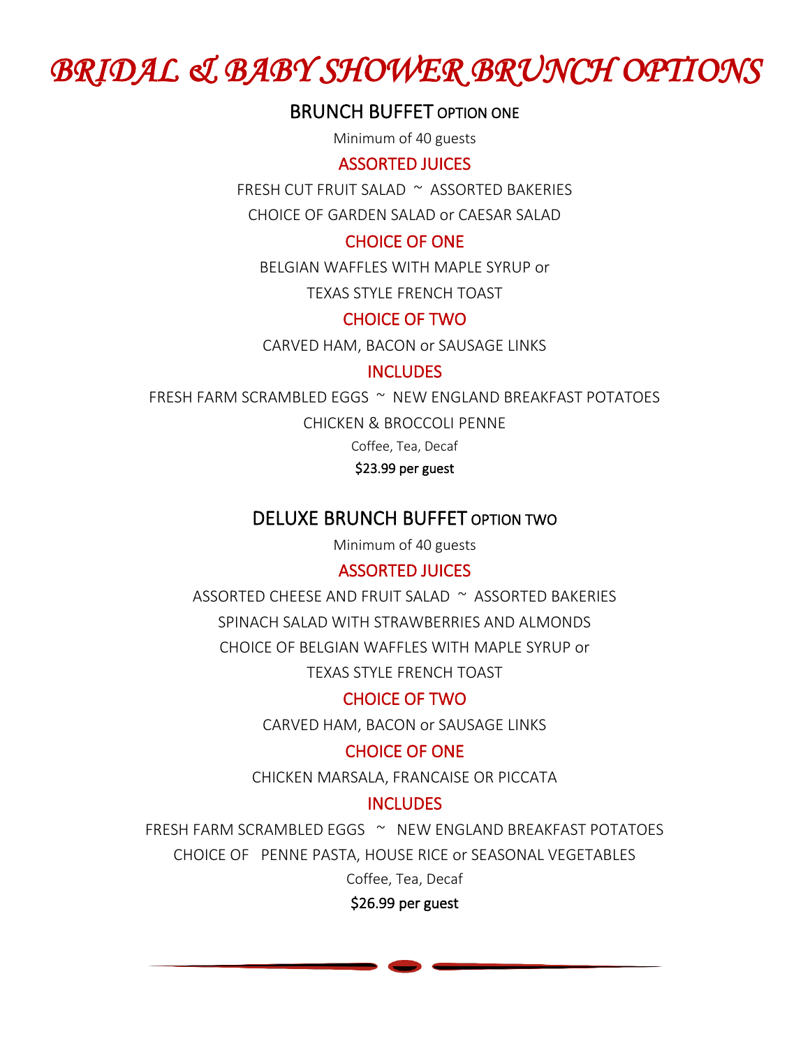# *BRIDAL & BABY SHOWER BRUNCH OPTIONS*

## BRUNCH BUFFET OPTION ONE

Minimum of 40 guests

### ASSORTED JUICES

FRESH CUT FRUIT SALAD ~ ASSORTED BAKERIES

CHOICE OF GARDEN SALAD or CAESAR SALAD

### CHOICE OF ONE

BELGIAN WAFFLES WITH MAPLE SYRUP or

TEXAS STYLE FRENCH TOAST

### CHOICE OF TWO

CARVED HAM, BACON or SAUSAGE LINKS

### INCLUDES

FRESH FARM SCRAMBLED EGGS ~ NEW ENGLAND BREAKFAST POTATOES

CHICKEN & BROCCOLI PENNE

Coffee, Tea, Decaf

**$23.99 per guest**

## DELUXE BRUNCH BUFFET OPTION TWO

Minimum of 40 guests

### ASSORTED JUICES

ASSORTED CHEESE AND FRUIT SALAD ~ ASSORTED BAKERIES

SPINACH SALAD WITH STRAWBERRIES AND ALMONDS

CHOICE OF BELGIAN WAFFLES WITH MAPLE SYRUP or

TEXAS STYLE FRENCH TOAST

### CHOICE OF TWO

CARVED HAM, BACON or SAUSAGE LINKS

### CHOICE OF ONE

CHICKEN MARSALA, FRANCAISE OR PICCATA

### INCLUDES

FRESH FARM SCRAMBLED EGGS ~ NEW ENGLAND BREAKFAST POTATOES

CHOICE OF PENNE PASTA, HOUSE RICE or SEASONAL VEGETABLES

Coffee, Tea, Decaf

**$26.99 per guest**